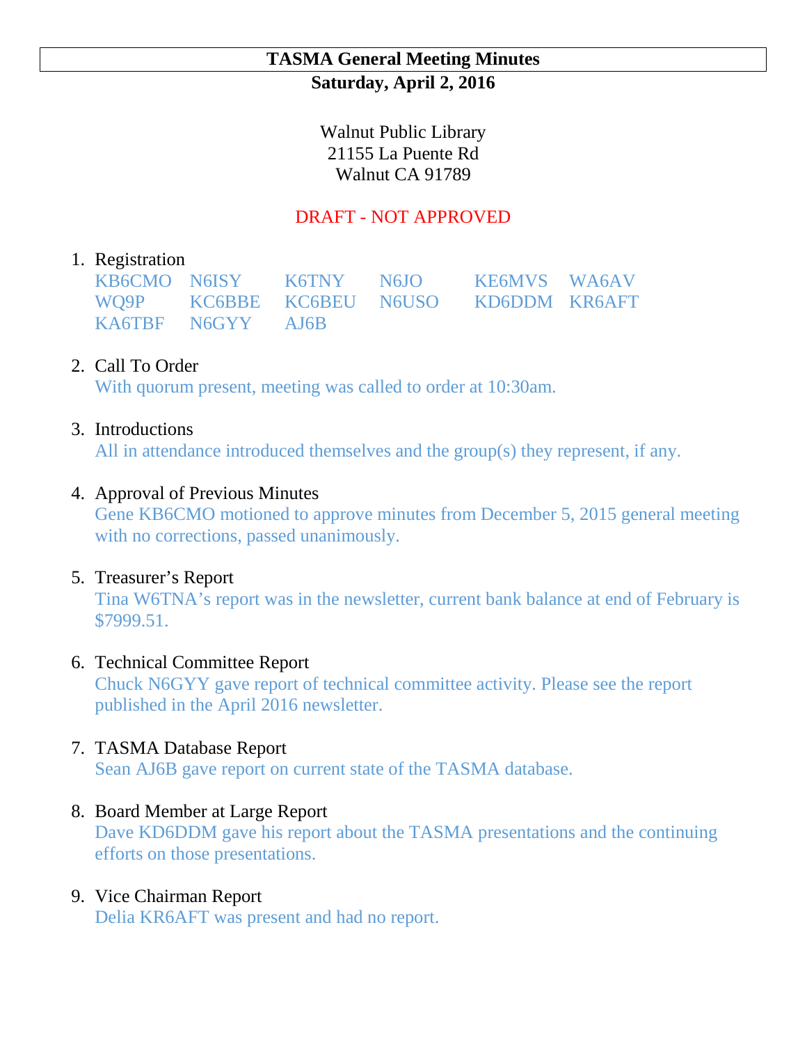# TASMA General Meeting Minutes

**Saturday, April 2, 2016**

Walnut Public Library
21155 La Puente Rd
Walnut CA 91789

DRAFT - NOT APPROVED

1. Registration

   | | | | | | |
   |---|---|---|---|---|---|
   | KB6CMO | N6ISY | K6TNY | N6JO | KE6MVS | WA6AV |
   | WQ9P | KC6BBE | KC6BEU | N6USO | KD6DDM | KR6AFT |
   | KA6TBF | N6GYY | AJ6B | | | |

2. Call To Order
   With quorum present, meeting was called to order at 10:30am.

3. Introductions
   All in attendance introduced themselves and the group(s) they represent, if any.

4. Approval of Previous Minutes
   Gene KB6CMO motioned to approve minutes from December 5, 2015 general meeting with no corrections, passed unanimously.

5. Treasurer's Report
   Tina W6TNA's report was in the newsletter, current bank balance at end of February is $7999.51.

6. Technical Committee Report
   Chuck N6GYY gave report of technical committee activity. Please see the report published in the April 2016 newsletter.

7. TASMA Database Report
   Sean AJ6B gave report on current state of the TASMA database.

8. Board Member at Large Report
   Dave KD6DDM gave his report about the TASMA presentations and the continuing efforts on those presentations.

9. Vice Chairman Report
   Delia KR6AFT was present and had no report.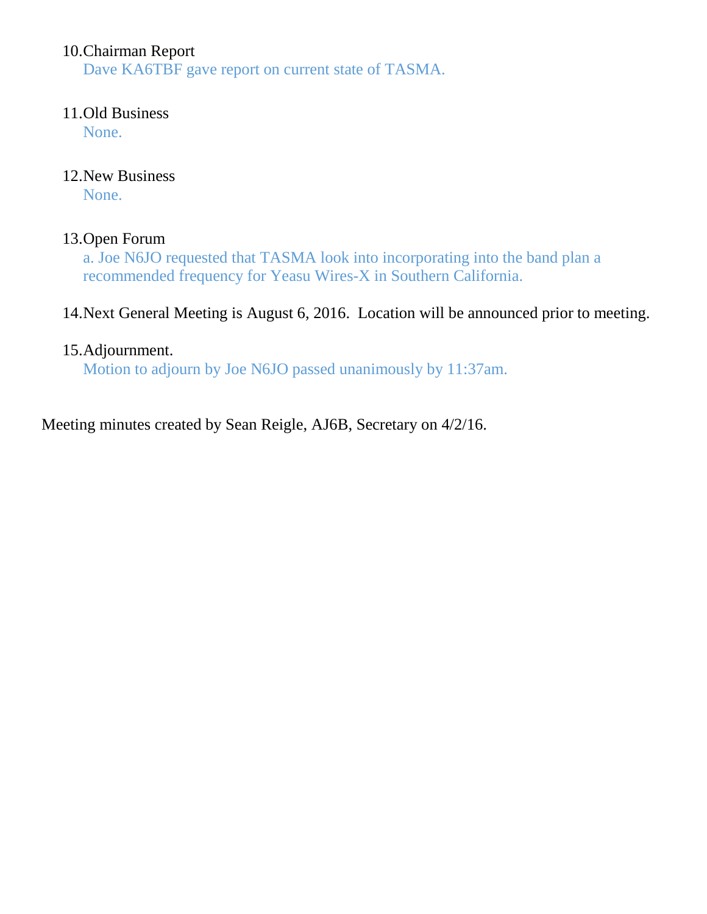10. Chairman Report
    Dave KA6TBF gave report on current state of TASMA.

11. Old Business
    None.

12. New Business
    None.

13. Open Forum
    a. Joe N6JO requested that TASMA look into incorporating into the band plan a recommended frequency for Yeasu Wires-X in Southern California.

14. Next General Meeting is August 6, 2016. Location will be announced prior to meeting.

15. Adjournment.
    Motion to adjourn by Joe N6JO passed unanimously by 11:37am.

Meeting minutes created by Sean Reigle, AJ6B, Secretary on 4/2/16.